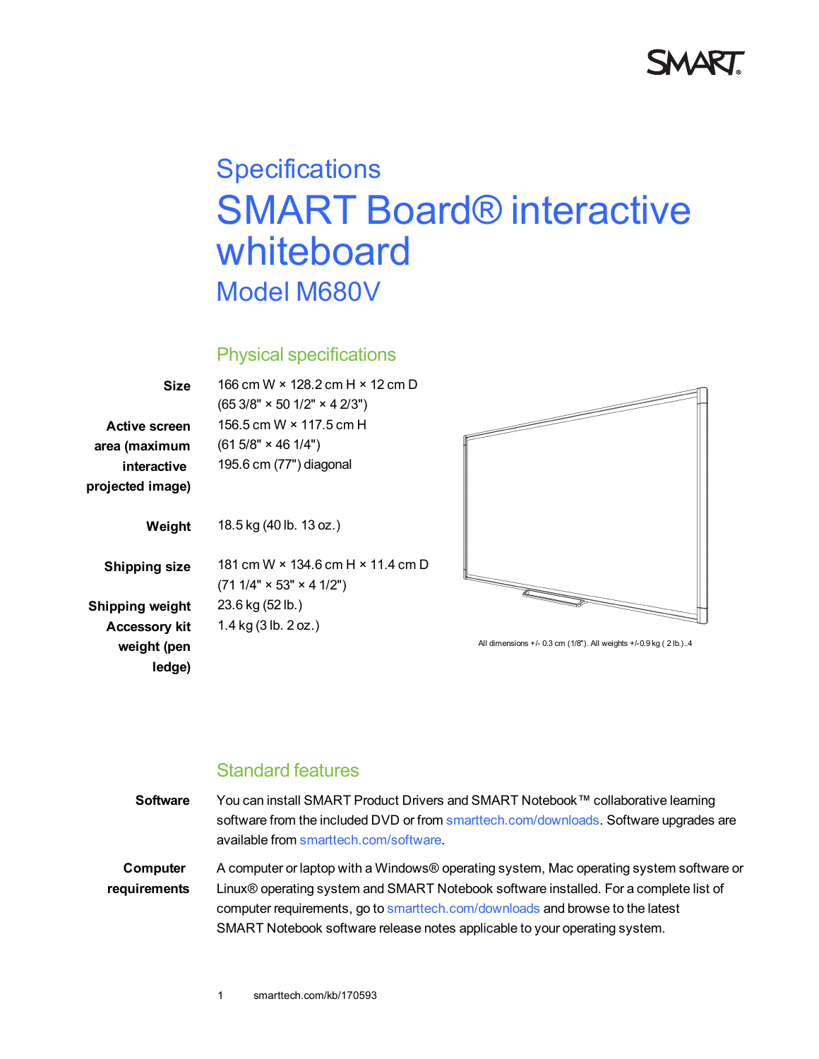# Specifications

# SMART Board® interactive whiteboard

## Model M680V

### Physical specifications

**Size**
166 cm W × 128.2 cm H × 12 cm D
(65 3/8" × 50 1/2" × 4 2/3")

**Active screen area (maximum interactive projected image)**
156.5 cm W × 117.5 cm H
(61 5/8" × 46 1/4")
195.6 cm (77") diagonal

**Weight**
18.5 kg (40 lb. 13 oz.)

**Shipping size**
181 cm W × 134.6 cm H × 11.4 cm D
(71 1/4" × 53" × 4 1/2")

**Shipping weight**
23.6 kg (52 lb.)

**Accessory kit weight (pen ledge)**
1.4 kg (3 lb. 2 oz.)

All dimensions +/- 0.3 cm (1/8"). All weights +/-0.9 kg ( 2 lb.)..4

### Standard features

**Software**
You can install SMART Product Drivers and SMART Notebook™ collaborative learning software from the included DVD or from smarttech.com/downloads. Software upgrades are available from smarttech.com/software.

**Computer requirements**
A computer or laptop with a Windows® operating system, Mac operating system software or Linux® operating system and SMART Notebook software installed. For a complete list of computer requirements, go to smarttech.com/downloads and browse to the latest SMART Notebook software release notes applicable to your operating system.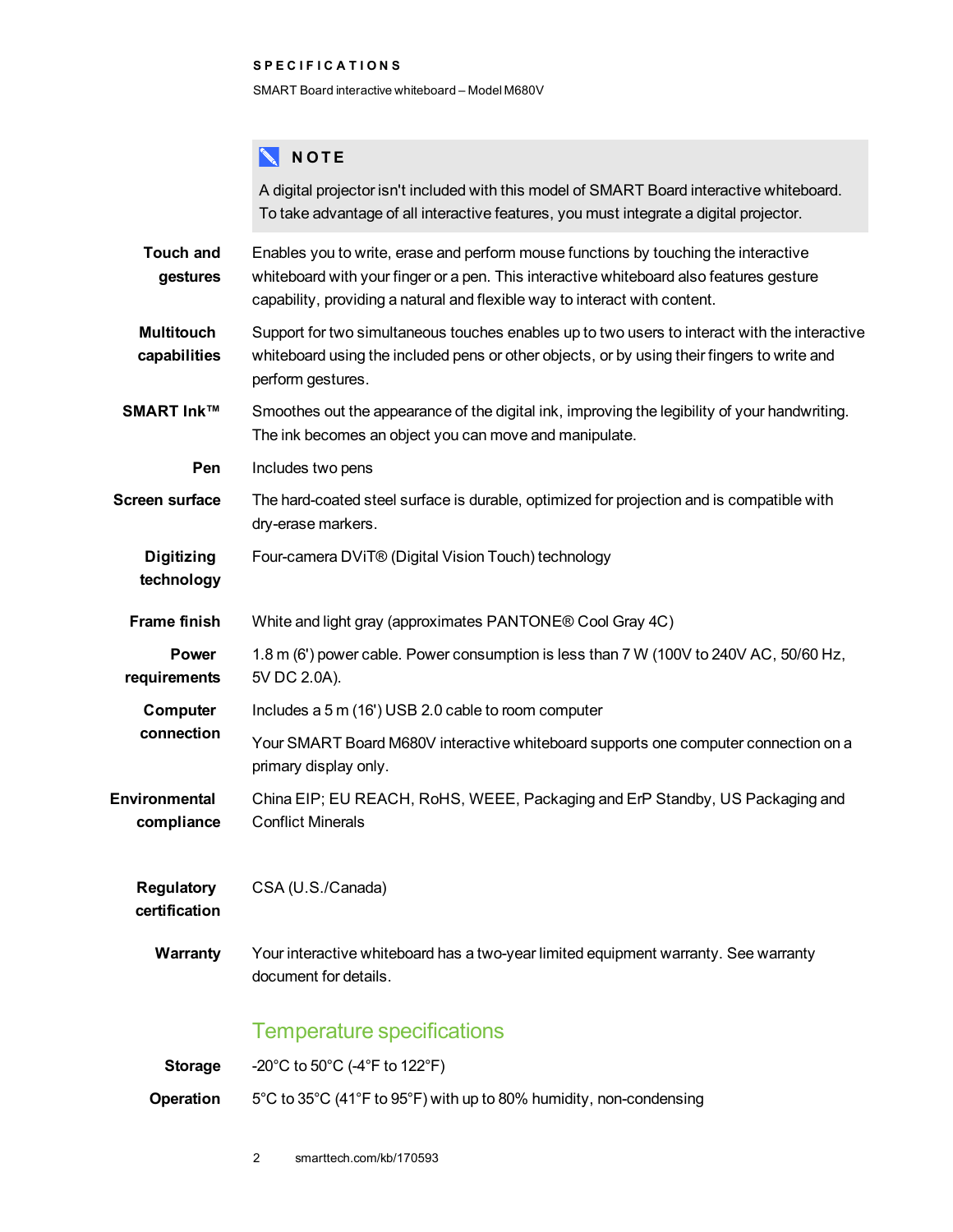**NOTE**

A digital projector isn't included with this model of SMART Board interactive whiteboard. To take advantage of all interactive features, you must integrate a digital projector.

| | |
|---|---|
| **Touch and gestures** | Enables you to write, erase and perform mouse functions by touching the interactive whiteboard with your finger or a pen. This interactive whiteboard also features gesture capability, providing a natural and flexible way to interact with content. |
| **Multitouch capabilities** | Support for two simultaneous touches enables up to two users to interact with the interactive whiteboard using the included pens or other objects, or by using their fingers to write and perform gestures. |
| **SMART Ink™** | Smoothes out the appearance of the digital ink, improving the legibility of your handwriting. The ink becomes an object you can move and manipulate. |
| **Pen** | Includes two pens |
| **Screen surface** | The hard-coated steel surface is durable, optimized for projection and is compatible with dry-erase markers. |
| **Digitizing technology** | Four-camera DViT® (Digital Vision Touch) technology |
| **Frame finish** | White and light gray (approximates PANTONE® Cool Gray 4C) |
| **Power requirements** | 1.8 m (6') power cable. Power consumption is less than 7 W (100V to 240V AC, 50/60 Hz, 5V DC 2.0A). |
| **Computer connection** | Includes a 5 m (16') USB 2.0 cable to room computer<br><br>Your SMART Board M680V interactive whiteboard supports one computer connection on a primary display only. |
| **Environmental compliance** | China EIP; EU REACH, RoHS, WEEE, Packaging and ErP Standby, US Packaging and Conflict Minerals |
| **Regulatory certification** | CSA (U.S./Canada) |
| **Warranty** | Your interactive whiteboard has a two-year limited equipment warranty. See warranty document for details. |

## Temperature specifications

| | |
|---|---|
| **Storage** | -20°C to 50°C (-4°F to 122°F) |
| **Operation** | 5°C to 35°C (41°F to 95°F) with up to 80% humidity, non-condensing |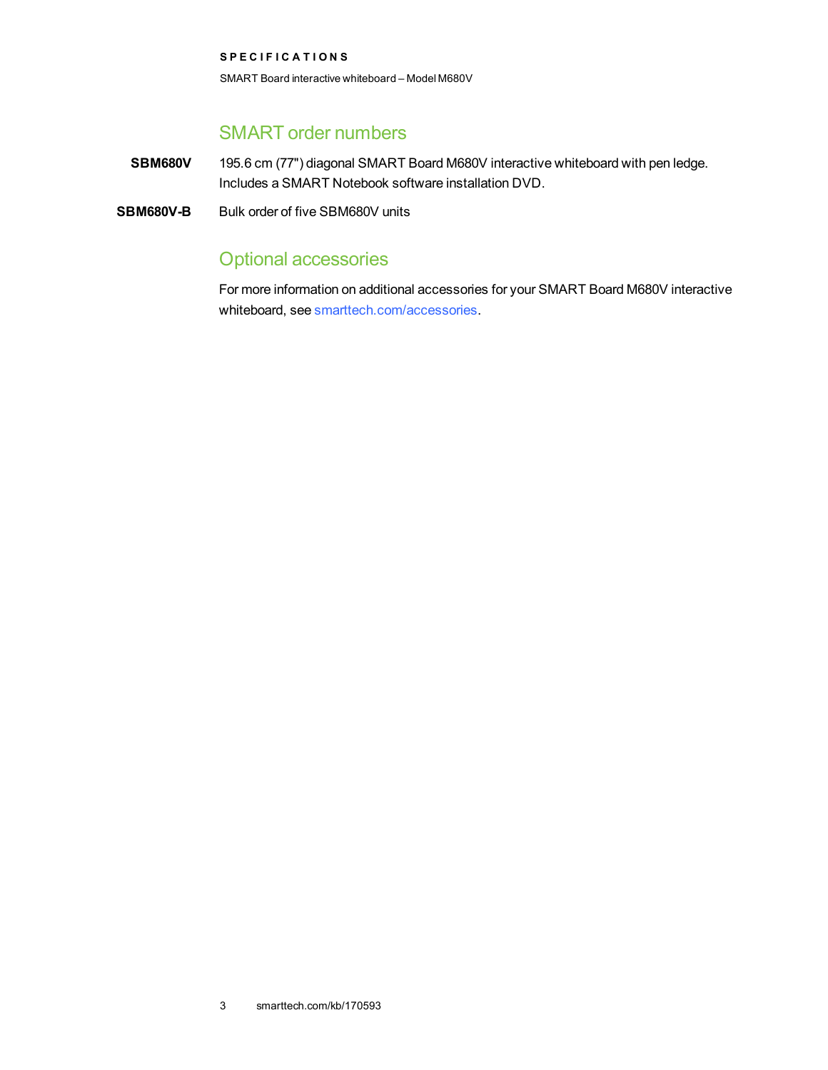## SMART order numbers

**SBM680V** 195.6 cm (77") diagonal SMART Board M680V interactive whiteboard with pen ledge. Includes a SMART Notebook software installation DVD.

**SBM680V-B** Bulk order of five SBM680V units

## Optional accessories

For more information on additional accessories for your SMART Board M680V interactive whiteboard, see smarttech.com/accessories.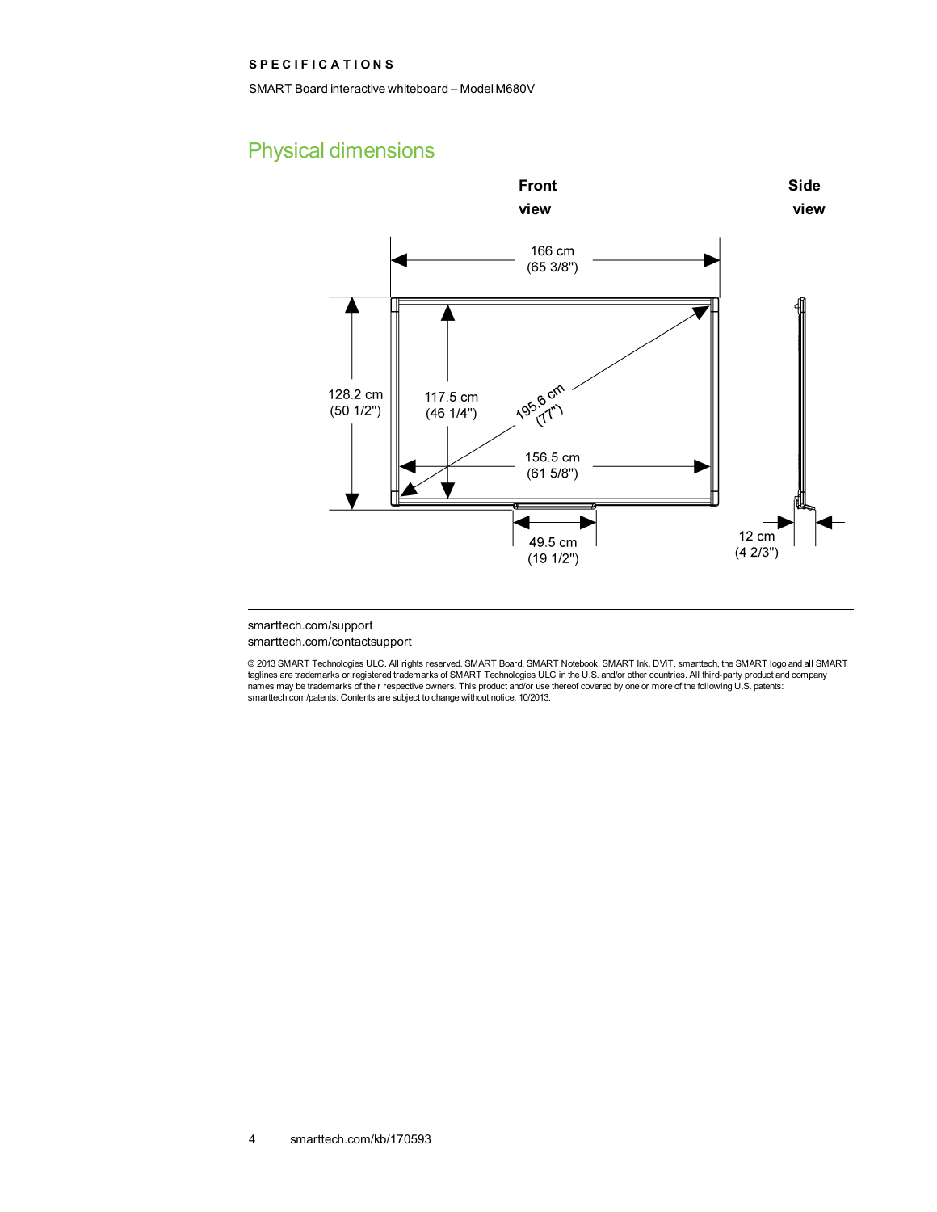**SPECIFICATIONS**

SMART Board interactive whiteboard – Model M680V

## Physical dimensions

**Front view**

**Side view**

166 cm
(65 3/8")

128.2 cm
(50 1/2")

117.5 cm
(46 1/4")

195.6 cm
(77")

156.5 cm
(61 5/8")

49.5 cm
(19 1/2")

12 cm
(4 2/3")

smarttech.com/support
smarttech.com/contactsupport

© 2013 SMART Technologies ULC. All rights reserved. SMART Board, SMART Notebook, SMART Ink, DViT, smarttech, the SMART logo and all SMART taglines are trademarks or registered trademarks of SMART Technologies ULC in the U.S. and/or other countries. All third-party product and company names may be trademarks of their respective owners. This product and/or use thereof covered by one or more of the following U.S. patents: smarttech.com/patents. Contents are subject to change without notice. 10/2013.

smarttech.com/kb/170593